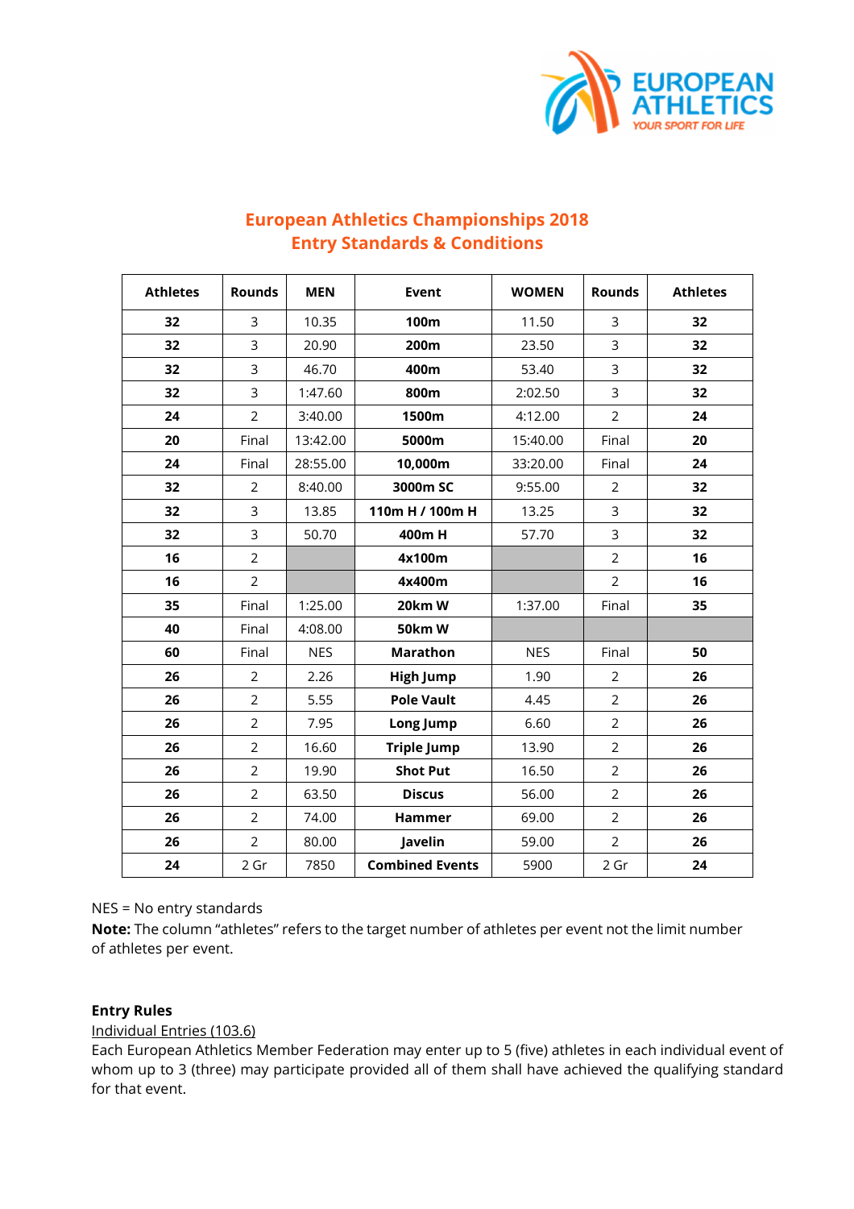## European Athletics Championships 2018
## Entry Standards & Conditions

| Athletes | Rounds | MEN | Event | WOMEN | Rounds | Athletes |
|---|---|---|---|---|---|---|
| **32** | 3 | 10.35 | **100m** | 11.50 | 3 | **32** |
| **32** | 3 | 20.90 | **200m** | 23.50 | 3 | **32** |
| **32** | 3 | 46.70 | **400m** | 53.40 | 3 | **32** |
| **32** | 3 | 1:47.60 | **800m** | 2:02.50 | 3 | **32** |
| **24** | 2 | 3:40.00 | **1500m** | 4:12.00 | 2 | **24** |
| **20** | Final | 13:42.00 | **5000m** | 15:40.00 | Final | **20** |
| **24** | Final | 28:55.00 | **10,000m** | 33:20.00 | Final | **24** |
| **32** | 2 | 8:40.00 | **3000m SC** | 9:55.00 | 2 | **32** |
| **32** | 3 | 13.85 | **110m H / 100m H** | 13.25 | 3 | **32** |
| **32** | 3 | 50.70 | **400m H** | 57.70 | 3 | **32** |
| **16** | 2 | | **4x100m** | | 2 | **16** |
| **16** | 2 | | **4x400m** | | 2 | **16** |
| **35** | Final | 1:25.00 | **20km W** | 1:37.00 | Final | **35** |
| **40** | Final | 4:08.00 | **50km W** | | | |
| **60** | Final | NES | **Marathon** | NES | Final | **50** |
| **26** | 2 | 2.26 | **High Jump** | 1.90 | 2 | **26** |
| **26** | 2 | 5.55 | **Pole Vault** | 4.45 | 2 | **26** |
| **26** | 2 | 7.95 | **Long Jump** | 6.60 | 2 | **26** |
| **26** | 2 | 16.60 | **Triple Jump** | 13.90 | 2 | **26** |
| **26** | 2 | 19.90 | **Shot Put** | 16.50 | 2 | **26** |
| **26** | 2 | 63.50 | **Discus** | 56.00 | 2 | **26** |
| **26** | 2 | 74.00 | **Hammer** | 69.00 | 2 | **26** |
| **26** | 2 | 80.00 | **Javelin** | 59.00 | 2 | **26** |
| **24** | 2 Gr | 7850 | **Combined Events** | 5900 | 2 Gr | **24** |

NES = No entry standards

**Note:** The column "athletes" refers to the target number of athletes per event not the limit number of athletes per event.

**Entry Rules**

Individual Entries (103.6)

Each European Athletics Member Federation may enter up to 5 (five) athletes in each individual event of whom up to 3 (three) may participate provided all of them shall have achieved the qualifying standard for that event.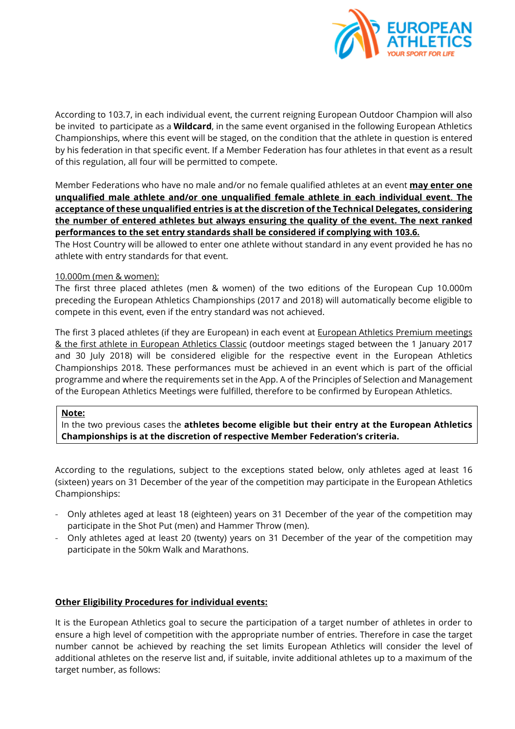According to 103.7, in each individual event, the current reigning European Outdoor Champion will also be invited to participate as a **Wildcard**, in the same event organised in the following European Athletics Championships, where this event will be staged, on the condition that the athlete in question is entered by his federation in that specific event. If a Member Federation has four athletes in that event as a result of this regulation, all four will be permitted to compete.

Member Federations who have no male and/or no female qualified athletes at an event **may enter one unqualified male athlete and/or one unqualified female athlete in each individual event. The acceptance of these unqualified entries is at the discretion of the Technical Delegates, considering the number of entered athletes but always ensuring the quality of the event. The next ranked performances to the set entry standards shall be considered if complying with 103.6.**
The Host Country will be allowed to enter one athlete without standard in any event provided he has no athlete with entry standards for that event.

10.000m (men & women):
The first three placed athletes (men & women) of the two editions of the European Cup 10.000m preceding the European Athletics Championships (2017 and 2018) will automatically become eligible to compete in this event, even if the entry standard was not achieved.

The first 3 placed athletes (if they are European) in each event at European Athletics Premium meetings & the first athlete in European Athletics Classic (outdoor meetings staged between the 1 January 2017 and 30 July 2018) will be considered eligible for the respective event in the European Athletics Championships 2018. These performances must be achieved in an event which is part of the official programme and where the requirements set in the App. A of the Principles of Selection and Management of the European Athletics Meetings were fulfilled, therefore to be confirmed by European Athletics.

> **Note:**
> In the two previous cases the **athletes become eligible but their entry at the European Athletics Championships is at the discretion of respective Member Federation's criteria.**

According to the regulations, subject to the exceptions stated below, only athletes aged at least 16 (sixteen) years on 31 December of the year of the competition may participate in the European Athletics Championships:

- Only athletes aged at least 18 (eighteen) years on 31 December of the year of the competition may participate in the Shot Put (men) and Hammer Throw (men).
- Only athletes aged at least 20 (twenty) years on 31 December of the year of the competition may participate in the 50km Walk and Marathons.

**Other Eligibility Procedures for individual events:**

It is the European Athletics goal to secure the participation of a target number of athletes in order to ensure a high level of competition with the appropriate number of entries. Therefore in case the target number cannot be achieved by reaching the set limits European Athletics will consider the level of additional athletes on the reserve list and, if suitable, invite additional athletes up to a maximum of the target number, as follows: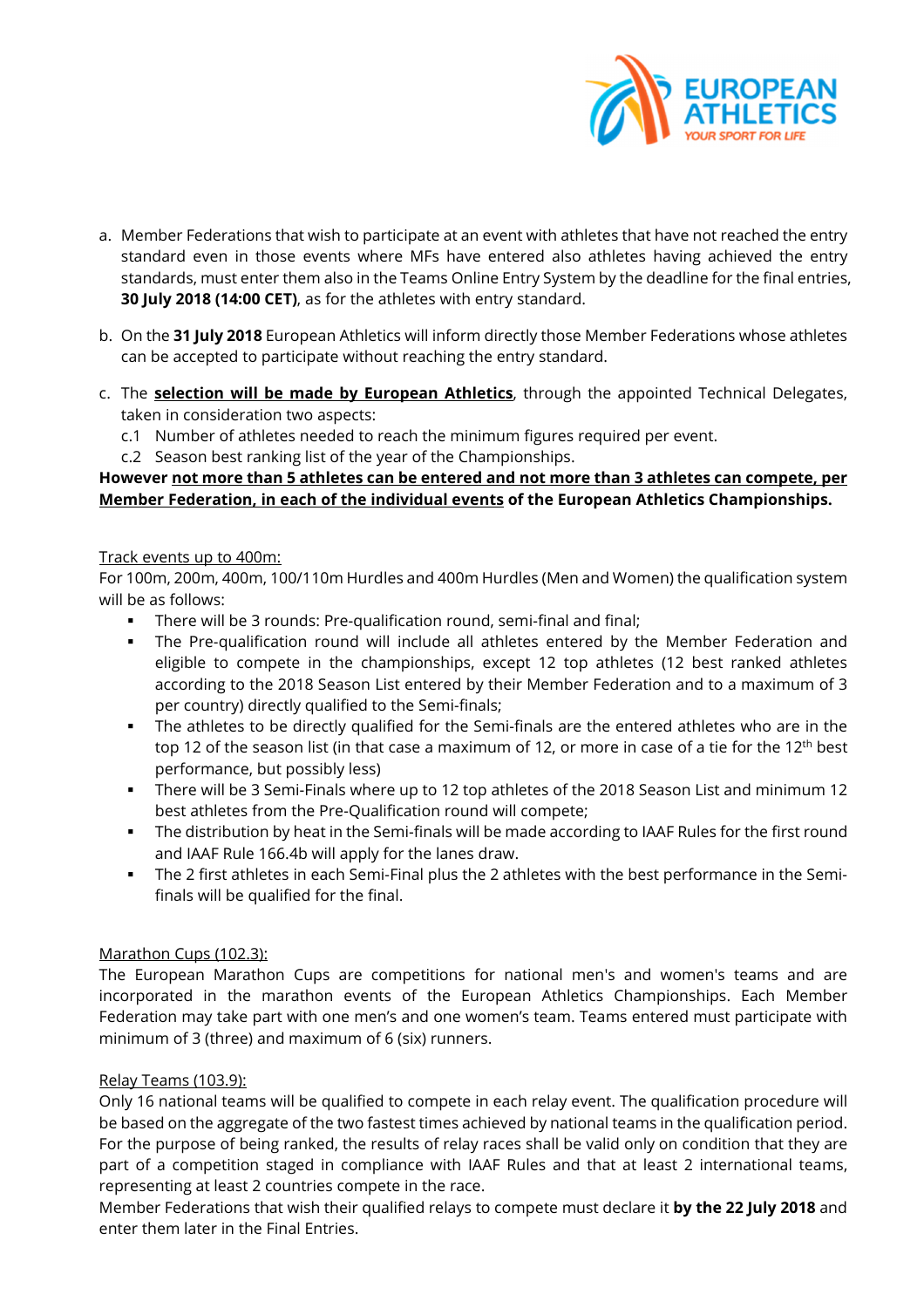a. Member Federations that wish to participate at an event with athletes that have not reached the entry standard even in those events where MFs have entered also athletes having achieved the entry standards, must enter them also in the Teams Online Entry System by the deadline for the final entries, **30 July 2018 (14:00 CET)**, as for the athletes with entry standard.

b. On the **31 July 2018** European Athletics will inform directly those Member Federations whose athletes can be accepted to participate without reaching the entry standard.

c. The **selection will be made by European Athletics**, through the appointed Technical Delegates, taken in consideration two aspects:
   - c.1 Number of athletes needed to reach the minimum figures required per event.
   - c.2 Season best ranking list of the year of the Championships.

**However not more than 5 athletes can be entered and not more than 3 athletes can compete, per Member Federation, in each of the individual events of the European Athletics Championships.**

Track events up to 400m:

For 100m, 200m, 400m, 100/110m Hurdles and 400m Hurdles (Men and Women) the qualification system will be as follows:

- There will be 3 rounds: Pre-qualification round, semi-final and final;
- The Pre-qualification round will include all athletes entered by the Member Federation and eligible to compete in the championships, except 12 top athletes (12 best ranked athletes according to the 2018 Season List entered by their Member Federation and to a maximum of 3 per country) directly qualified to the Semi-finals;
- The athletes to be directly qualified for the Semi-finals are the entered athletes who are in the top 12 of the season list (in that case a maximum of 12, or more in case of a tie for the 12th best performance, but possibly less)
- There will be 3 Semi-Finals where up to 12 top athletes of the 2018 Season List and minimum 12 best athletes from the Pre-Qualification round will compete;
- The distribution by heat in the Semi-finals will be made according to IAAF Rules for the first round and IAAF Rule 166.4b will apply for the lanes draw.
- The 2 first athletes in each Semi-Final plus the 2 athletes with the best performance in the Semi-finals will be qualified for the final.

Marathon Cups (102.3):

The European Marathon Cups are competitions for national men's and women's teams and are incorporated in the marathon events of the European Athletics Championships. Each Member Federation may take part with one men's and one women's team. Teams entered must participate with minimum of 3 (three) and maximum of 6 (six) runners.

Relay Teams (103.9):

Only 16 national teams will be qualified to compete in each relay event. The qualification procedure will be based on the aggregate of the two fastest times achieved by national teams in the qualification period. For the purpose of being ranked, the results of relay races shall be valid only on condition that they are part of a competition staged in compliance with IAAF Rules and that at least 2 international teams, representing at least 2 countries compete in the race.

Member Federations that wish their qualified relays to compete must declare it **by the 22 July 2018** and enter them later in the Final Entries.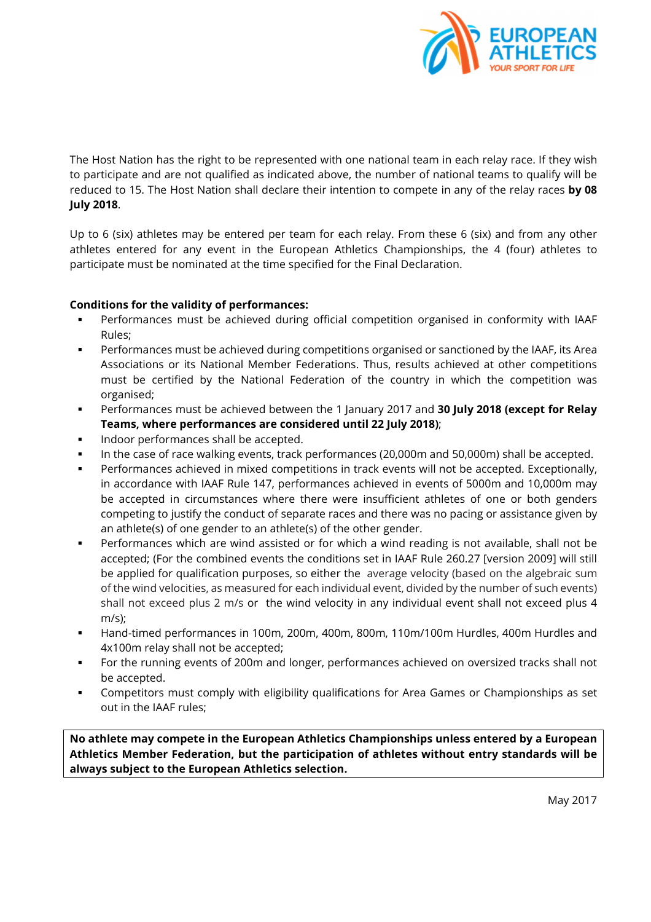The Host Nation has the right to be represented with one national team in each relay race. If they wish to participate and are not qualified as indicated above, the number of national teams to qualify will be reduced to 15. The Host Nation shall declare their intention to compete in any of the relay races **by 08 July 2018**.

Up to 6 (six) athletes may be entered per team for each relay. From these 6 (six) and from any other athletes entered for any event in the European Athletics Championships, the 4 (four) athletes to participate must be nominated at the time specified for the Final Declaration.

**Conditions for the validity of performances:**

- Performances must be achieved during official competition organised in conformity with IAAF Rules;
- Performances must be achieved during competitions organised or sanctioned by the IAAF, its Area Associations or its National Member Federations. Thus, results achieved at other competitions must be certified by the National Federation of the country in which the competition was organised;
- Performances must be achieved between the 1 January 2017 and **30 July 2018 (except for Relay Teams, where performances are considered until 22 July 2018)**;
- Indoor performances shall be accepted.
- In the case of race walking events, track performances (20,000m and 50,000m) shall be accepted.
- Performances achieved in mixed competitions in track events will not be accepted. Exceptionally, in accordance with IAAF Rule 147, performances achieved in events of 5000m and 10,000m may be accepted in circumstances where there were insufficient athletes of one or both genders competing to justify the conduct of separate races and there was no pacing or assistance given by an athlete(s) of one gender to an athlete(s) of the other gender.
- Performances which are wind assisted or for which a wind reading is not available, shall not be accepted; (For the combined events the conditions set in IAAF Rule 260.27 [version 2009] will still be applied for qualification purposes, so either the average velocity (based on the algebraic sum of the wind velocities, as measured for each individual event, divided by the number of such events) shall not exceed plus 2 m/s or the wind velocity in any individual event shall not exceed plus 4 m/s);
- Hand-timed performances in 100m, 200m, 400m, 800m, 110m/100m Hurdles, 400m Hurdles and 4x100m relay shall not be accepted;
- For the running events of 200m and longer, performances achieved on oversized tracks shall not be accepted.
- Competitors must comply with eligibility qualifications for Area Games or Championships as set out in the IAAF rules;

**No athlete may compete in the European Athletics Championships unless entered by a European Athletics Member Federation, but the participation of athletes without entry standards will be always subject to the European Athletics selection.**

May 2017